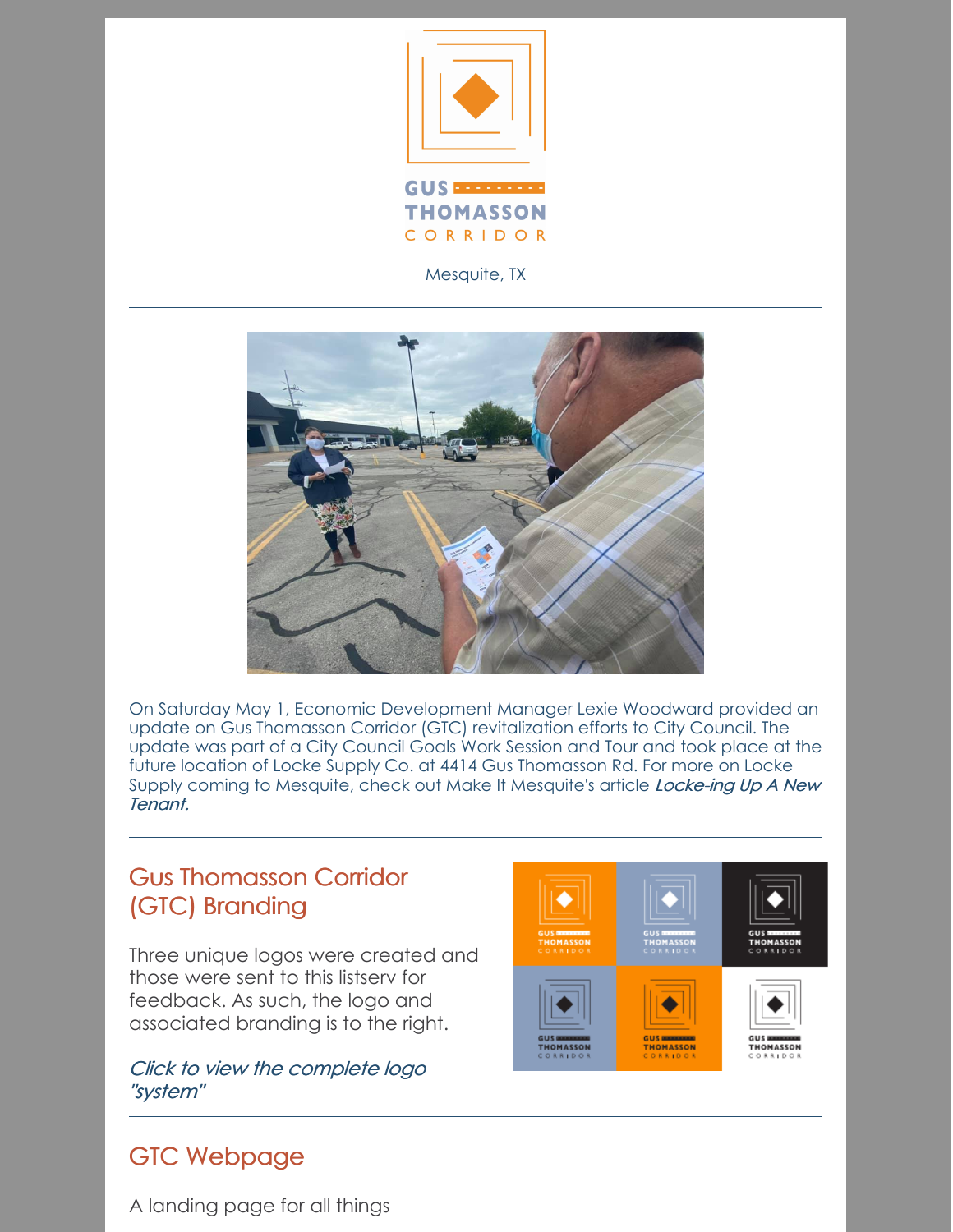# GUS THOMASSON CORRIDOR

Mesquite, TX

---

On Saturday May 1, Economic Development Manager Lexie Woodward provided an update on Gus Thomasson Corridor (GTC) revitalization efforts to City Council. The update was part of a City Council Goals Work Session and Tour and took place at the future location of Locke Supply Co. at 4414 Gus Thomasson Rd. For more on Locke Supply coming to Mesquite, check out Make It Mesquite's article ***Locke-ing Up A New Tenant.***

---

## Gus Thomasson Corridor (GTC) Branding

Three unique logos were created and those were sent to this listserv for feedback. As such, the logo and associated branding is to the right.

*Click to view the complete logo "system"*

---

## GTC Webpage

A landing page for all things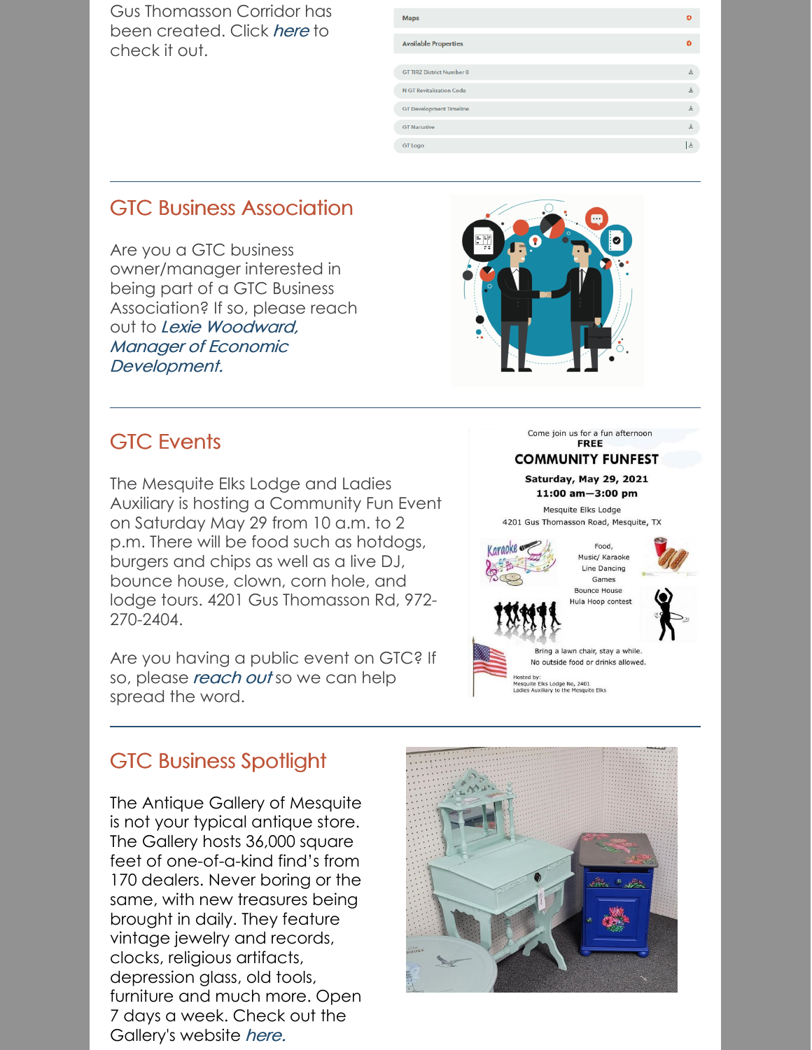Gus Thomasson Corridor has been created. Click *here* to check it out.

- Maps
- Available Properties
- GT TIRZ District Number 8
- N GT Revitalization Code
- GT Development Timeline
- GT Narrative
- GT Logo

## GTC Business Association

Are you a GTC business owner/manager interested in being part of a GTC Business Association? If so, please reach out to *Lexie Woodward, Manager of Economic Development.*

## GTC Events

The Mesquite Elks Lodge and Ladies Auxiliary is hosting a Community Fun Event on Saturday May 29 from 10 a.m. to 2 p.m. There will be food such as hotdogs, burgers and chips as well as a live DJ, bounce house, clown, corn hole, and lodge tours. 4201 Gus Thomasson Rd, 972-270-2404.

Come join us for a fun afternoon
**FREE**
**COMMUNITY FUNFEST**
**Saturday, May 29, 2021**
**11:00 am—3:00 pm**
Mesquite Elks Lodge
4201 Gus Thomasson Road, Mesquite, TX

Food,
Music/ Karaoke
Line Dancing
Games
Bounce House
Hula Hoop contest

Bring a lawn chair, stay a while.
No outside food or drinks allowed.

Hosted by:
Mesquite Elks Lodge No. 2401
Ladies Auxiliary to the Mesquite Elks

Are you having a public event on GTC? If so, please *reach out* so we can help spread the word.

## GTC Business Spotlight

The Antique Gallery of Mesquite is not your typical antique store. The Gallery hosts 36,000 square feet of one-of-a-kind find's from 170 dealers. Never boring or the same, with new treasures being brought in daily. They feature vintage jewelry and records, clocks, religious artifacts, depression glass, old tools, furniture and much more. Open 7 days a week. Check out the Gallery's website *here.*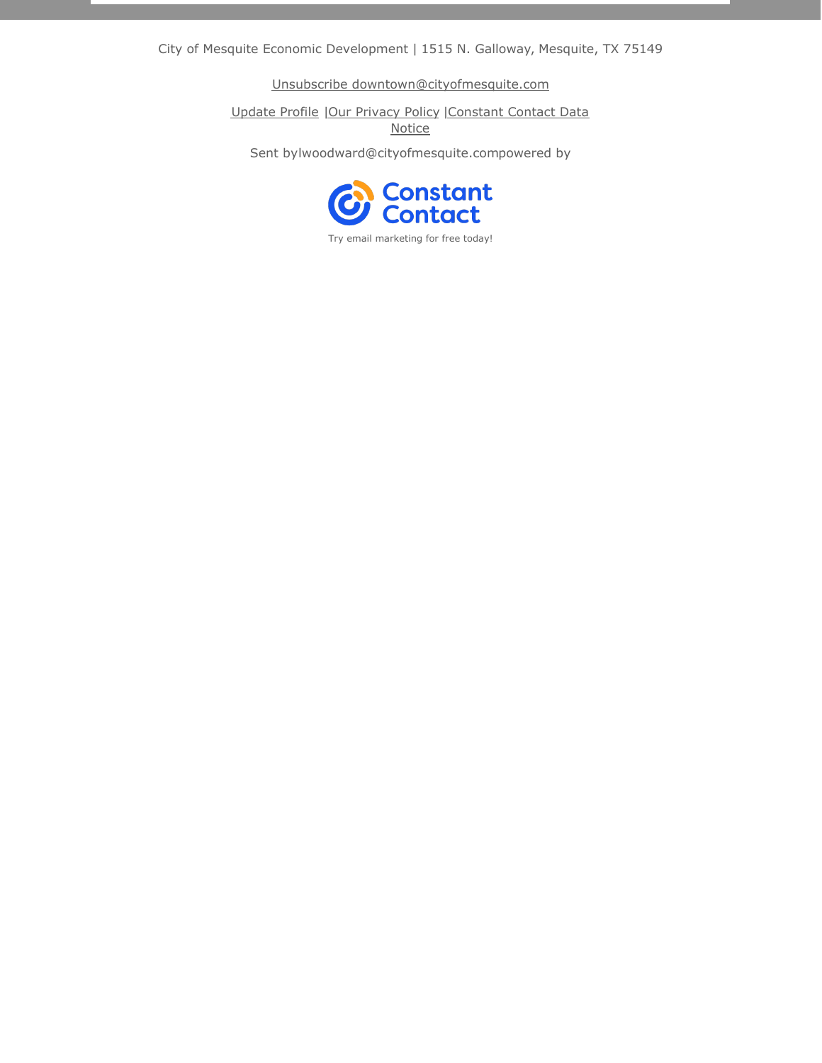City of Mesquite Economic Development | 1515 N. Galloway, Mesquite, TX 75149

Unsubscribe downtown@cityofmesquite.com

Update Profile |Our Privacy Policy |Constant Contact Data Notice

Sent bylwoodward@cityofmesquite.compowered by

Constant Contact

Try email marketing for free today!